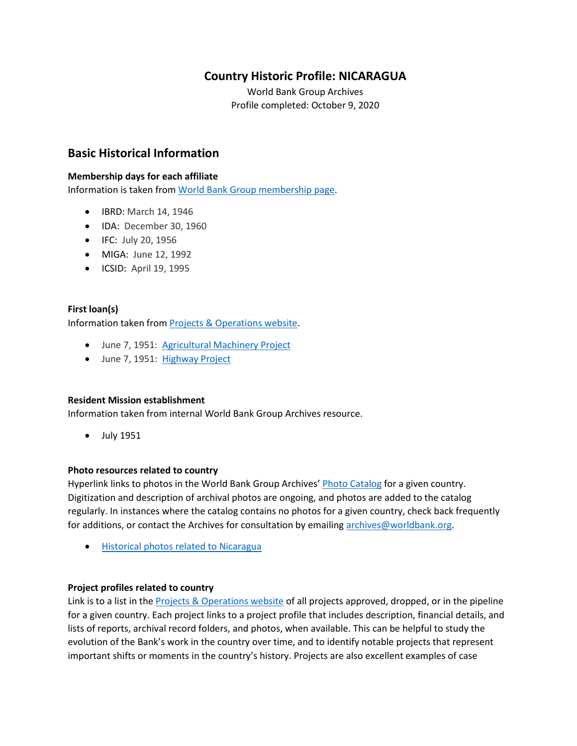# Country Historic Profile: NICARAGUA

World Bank Group Archives
Profile completed: October 9, 2020

## Basic Historical Information

### Membership days for each affiliate

Information is taken from World Bank Group membership page.

- IBRD: March 14, 1946
- IDA: December 30, 1960
- IFC: July 20, 1956
- MIGA: June 12, 1992
- ICSID: April 19, 1995

### First loan(s)

Information taken from Projects & Operations website.

- June 7, 1951: Agricultural Machinery Project
- June 7, 1951: Highway Project

### Resident Mission establishment

Information taken from internal World Bank Group Archives resource.

- July 1951

### Photo resources related to country

Hyperlink links to photos in the World Bank Group Archives' Photo Catalog for a given country. Digitization and description of archival photos are ongoing, and photos are added to the catalog regularly. In instances where the catalog contains no photos for a given country, check back frequently for additions, or contact the Archives for consultation by emailing archives@worldbank.org.

- Historical photos related to Nicaragua

### Project profiles related to country

Link is to a list in the Projects & Operations website of all projects approved, dropped, or in the pipeline for a given country. Each project links to a project profile that includes description, financial details, and lists of reports, archival record folders, and photos, when available. This can be helpful to study the evolution of the Bank's work in the country over time, and to identify notable projects that represent important shifts or moments in the country's history. Projects are also excellent examples of case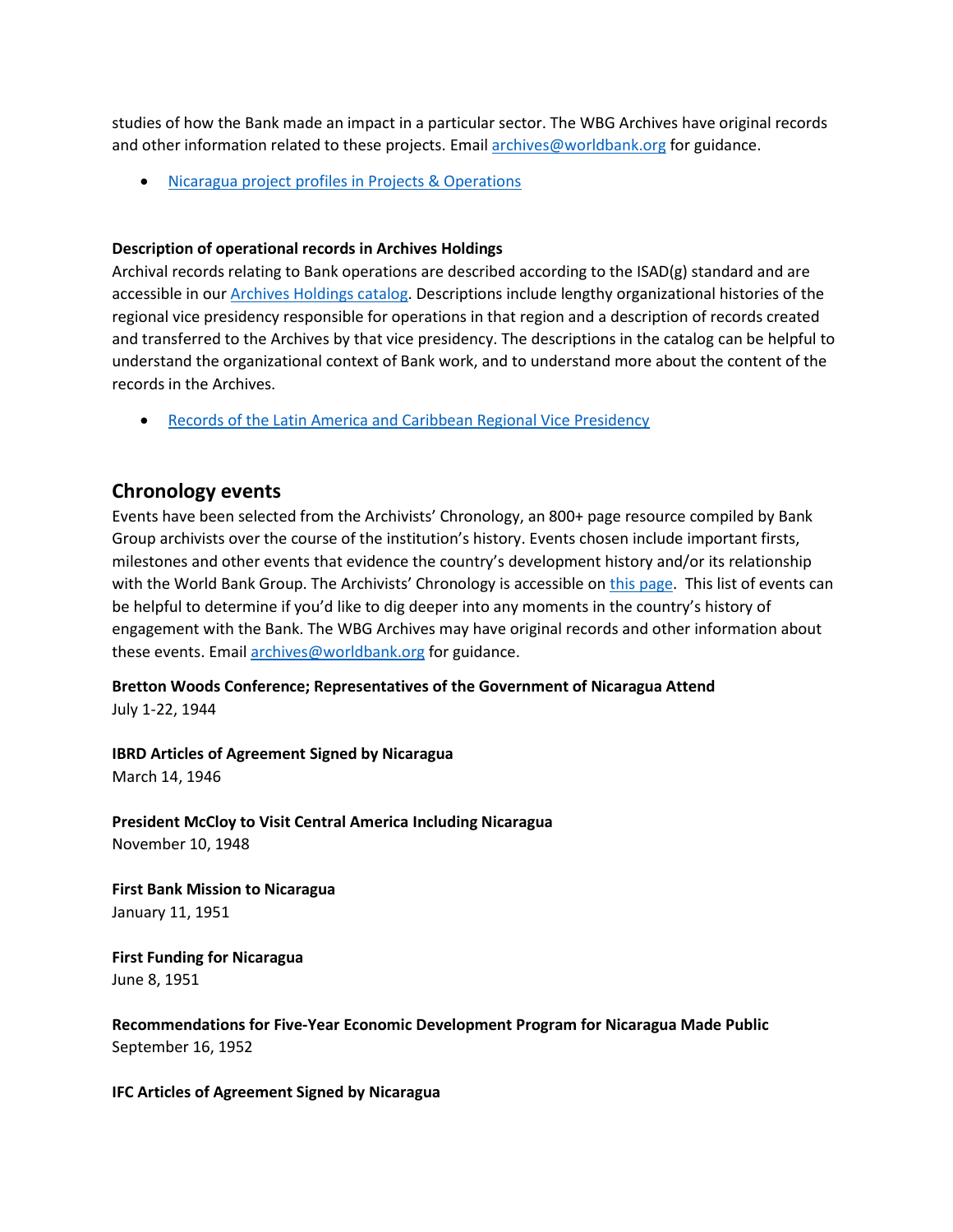studies of how the Bank made an impact in a particular sector. The WBG Archives have original records and other information related to these projects. Email [archives@worldbank.org](mailto:archives@worldbank.org) for guidance.

- [Nicaragua project profiles in Projects & Operations]()

**Description of operational records in Archives Holdings**
Archival records relating to Bank operations are described according to the ISAD(g) standard and are accessible in our [Archives Holdings catalog](). Descriptions include lengthy organizational histories of the regional vice presidency responsible for operations in that region and a description of records created and transferred to the Archives by that vice presidency. The descriptions in the catalog can be helpful to understand the organizational context of Bank work, and to understand more about the content of the records in the Archives.

- [Records of the Latin America and Caribbean Regional Vice Presidency]()

## Chronology events

Events have been selected from the Archivists' Chronology, an 800+ page resource compiled by Bank Group archivists over the course of the institution's history. Events chosen include important firsts, milestones and other events that evidence the country's development history and/or its relationship with the World Bank Group. The Archivists' Chronology is accessible on [this page](). This list of events can be helpful to determine if you'd like to dig deeper into any moments in the country's history of engagement with the Bank. The WBG Archives may have original records and other information about these events. Email [archives@worldbank.org](mailto:archives@worldbank.org) for guidance.

**Bretton Woods Conference; Representatives of the Government of Nicaragua Attend**
July 1-22, 1944

**IBRD Articles of Agreement Signed by Nicaragua**
March 14, 1946

**President McCloy to Visit Central America Including Nicaragua**
November 10, 1948

**First Bank Mission to Nicaragua**
January 11, 1951

**First Funding for Nicaragua**
June 8, 1951

**Recommendations for Five-Year Economic Development Program for Nicaragua Made Public**
September 16, 1952

**IFC Articles of Agreement Signed by Nicaragua**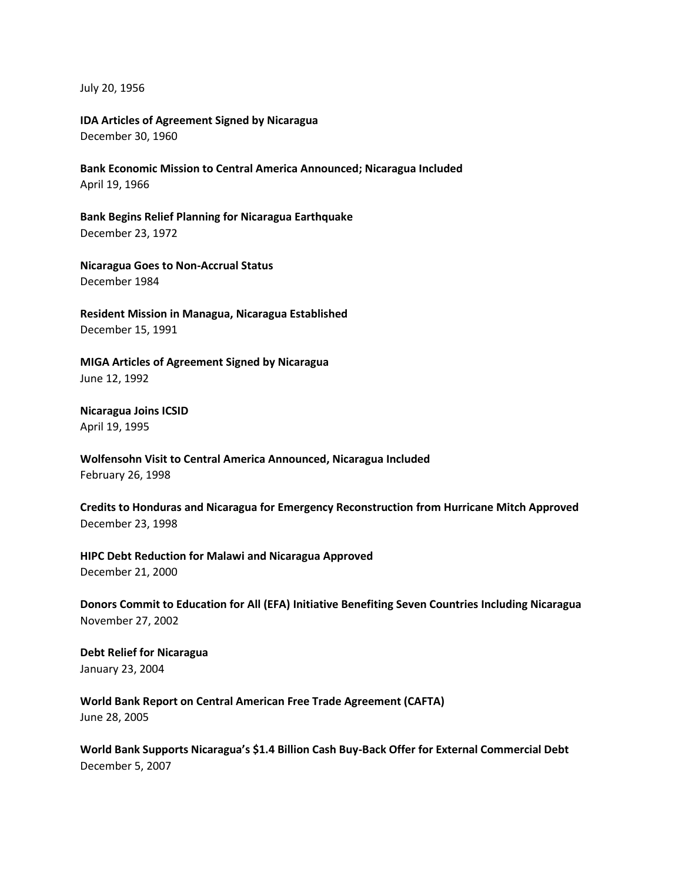July 20, 1956

**IDA Articles of Agreement Signed by Nicaragua**
December 30, 1960

**Bank Economic Mission to Central America Announced; Nicaragua Included**
April 19, 1966

**Bank Begins Relief Planning for Nicaragua Earthquake**
December 23, 1972

**Nicaragua Goes to Non-Accrual Status**
December 1984

**Resident Mission in Managua, Nicaragua Established**
December 15, 1991

**MIGA Articles of Agreement Signed by Nicaragua**
June 12, 1992

**Nicaragua Joins ICSID**
April 19, 1995

**Wolfensohn Visit to Central America Announced, Nicaragua Included**
February 26, 1998

**Credits to Honduras and Nicaragua for Emergency Reconstruction from Hurricane Mitch Approved**
December 23, 1998

**HIPC Debt Reduction for Malawi and Nicaragua Approved**
December 21, 2000

**Donors Commit to Education for All (EFA) Initiative Benefiting Seven Countries Including Nicaragua**
November 27, 2002

**Debt Relief for Nicaragua**
January 23, 2004

**World Bank Report on Central American Free Trade Agreement (CAFTA)**
June 28, 2005

**World Bank Supports Nicaragua's $1.4 Billion Cash Buy-Back Offer for External Commercial Debt**
December 5, 2007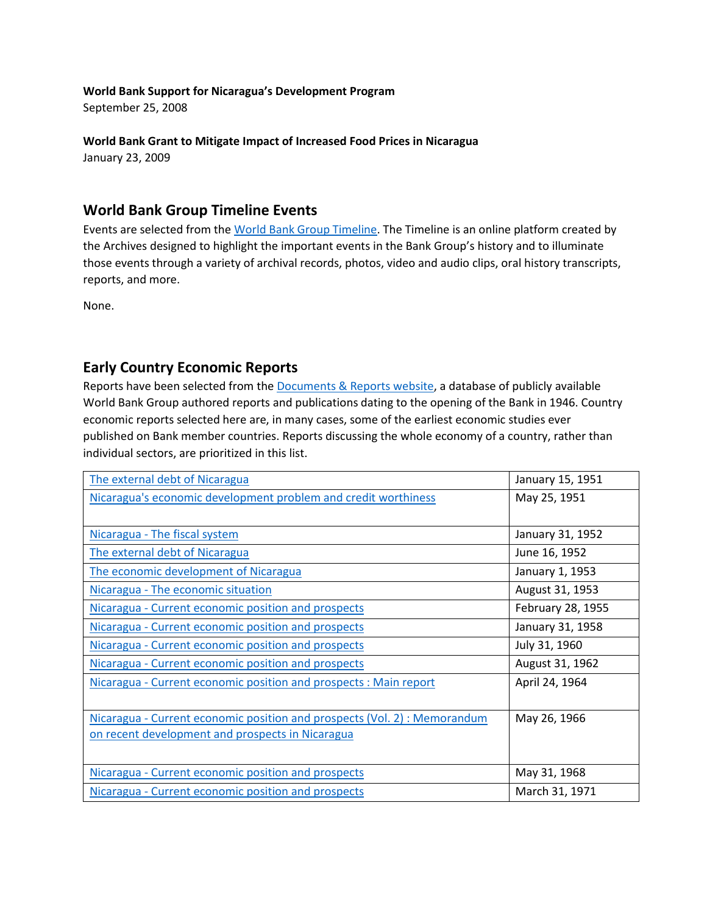**World Bank Support for Nicaragua's Development Program**
September 25, 2008

**World Bank Grant to Mitigate Impact of Increased Food Prices in Nicaragua**
January 23, 2009

## World Bank Group Timeline Events

Events are selected from the World Bank Group Timeline. The Timeline is an online platform created by the Archives designed to highlight the important events in the Bank Group's history and to illuminate those events through a variety of archival records, photos, video and audio clips, oral history transcripts, reports, and more.

None.

## Early Country Economic Reports

Reports have been selected from the Documents & Reports website, a database of publicly available World Bank Group authored reports and publications dating to the opening of the Bank in 1946. Country economic reports selected here are, in many cases, some of the earliest economic studies ever published on Bank member countries. Reports discussing the whole economy of a country, rather than individual sectors, are prioritized in this list.

| | |
|---|---|
| The external debt of Nicaragua | January 15, 1951 |
| Nicaragua's economic development problem and credit worthiness | May 25, 1951 |
| Nicaragua - The fiscal system | January 31, 1952 |
| The external debt of Nicaragua | June 16, 1952 |
| The economic development of Nicaragua | January 1, 1953 |
| Nicaragua - The economic situation | August 31, 1953 |
| Nicaragua - Current economic position and prospects | February 28, 1955 |
| Nicaragua - Current economic position and prospects | January 31, 1958 |
| Nicaragua - Current economic position and prospects | July 31, 1960 |
| Nicaragua - Current economic position and prospects | August 31, 1962 |
| Nicaragua - Current economic position and prospects : Main report | April 24, 1964 |
| Nicaragua - Current economic position and prospects (Vol. 2) : Memorandum on recent development and prospects in Nicaragua | May 26, 1966 |
| Nicaragua - Current economic position and prospects | May 31, 1968 |
| Nicaragua - Current economic position and prospects | March 31, 1971 |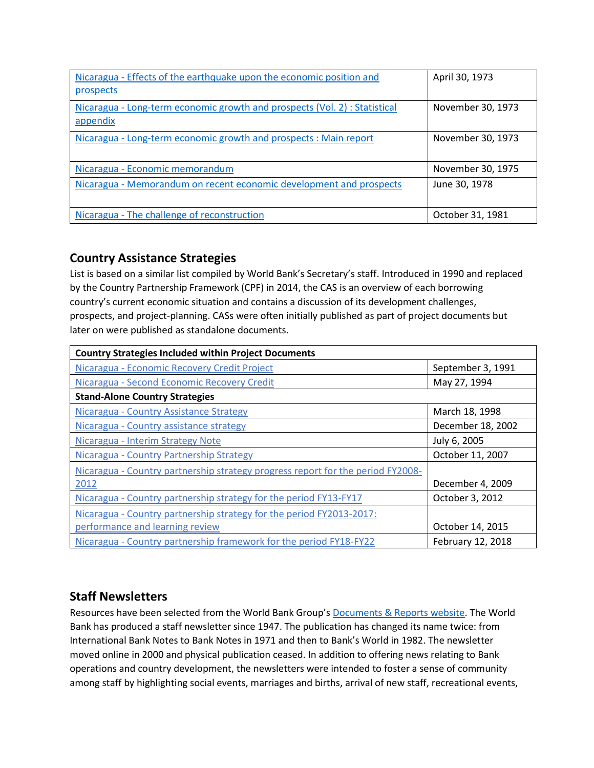| | |
|---|---|
| Nicaragua - Effects of the earthquake upon the economic position and prospects | April 30, 1973 |
| Nicaragua - Long-term economic growth and prospects (Vol. 2) : Statistical appendix | November 30, 1973 |
| Nicaragua - Long-term economic growth and prospects : Main report | November 30, 1973 |
| Nicaragua - Economic memorandum | November 30, 1975 |
| Nicaragua - Memorandum on recent economic development and prospects | June 30, 1978 |
| Nicaragua - The challenge of reconstruction | October 31, 1981 |

## Country Assistance Strategies

List is based on a similar list compiled by World Bank's Secretary's staff. Introduced in 1990 and replaced by the Country Partnership Framework (CPF) in 2014, the CAS is an overview of each borrowing country's current economic situation and contains a discussion of its development challenges, prospects, and project-planning. CASs were often initially published as part of project documents but later on were published as standalone documents.

| **Country Strategies Included within Project Documents** | |
|---|---|
| Nicaragua - Economic Recovery Credit Project | September 3, 1991 |
| Nicaragua - Second Economic Recovery Credit | May 27, 1994 |
| **Stand-Alone Country Strategies** | |
| Nicaragua - Country Assistance Strategy | March 18, 1998 |
| Nicaragua - Country assistance strategy | December 18, 2002 |
| Nicaragua - Interim Strategy Note | July 6, 2005 |
| Nicaragua - Country Partnership Strategy | October 11, 2007 |
| Nicaragua - Country partnership strategy progress report for the period FY2008-2012 | December 4, 2009 |
| Nicaragua - Country partnership strategy for the period FY13-FY17 | October 3, 2012 |
| Nicaragua - Country partnership strategy for the period FY2013-2017: performance and learning review | October 14, 2015 |
| Nicaragua - Country partnership framework for the period FY18-FY22 | February 12, 2018 |

## Staff Newsletters

Resources have been selected from the World Bank Group's Documents & Reports website. The World Bank has produced a staff newsletter since 1947. The publication has changed its name twice: from International Bank Notes to Bank Notes in 1971 and then to Bank's World in 1982. The newsletter moved online in 2000 and physical publication ceased. In addition to offering news relating to Bank operations and country development, the newsletters were intended to foster a sense of community among staff by highlighting social events, marriages and births, arrival of new staff, recreational events,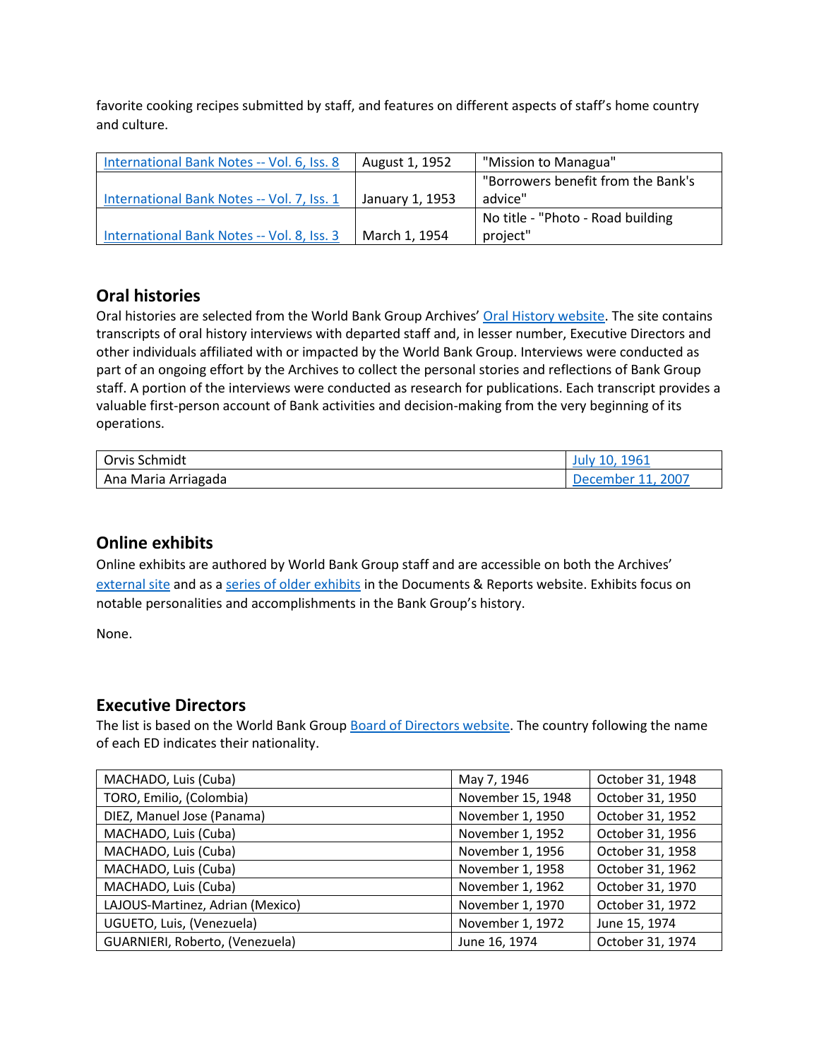favorite cooking recipes submitted by staff, and features on different aspects of staff's home country and culture.

| | | |
|---|---|---|
| International Bank Notes -- Vol. 6, Iss. 8 | August 1, 1952 | "Mission to Managua" |
| International Bank Notes -- Vol. 7, Iss. 1 | January 1, 1953 | "Borrowers benefit from the Bank's advice" |
| International Bank Notes -- Vol. 8, Iss. 3 | March 1, 1954 | No title - "Photo - Road building project" |

## Oral histories

Oral histories are selected from the World Bank Group Archives' Oral History website. The site contains transcripts of oral history interviews with departed staff and, in lesser number, Executive Directors and other individuals affiliated with or impacted by the World Bank Group. Interviews were conducted as part of an ongoing effort by the Archives to collect the personal stories and reflections of Bank Group staff. A portion of the interviews were conducted as research for publications. Each transcript provides a valuable first-person account of Bank activities and decision-making from the very beginning of its operations.

| | |
|---|---|
| Orvis Schmidt | July 10, 1961 |
| Ana Maria Arriagada | December 11, 2007 |

## Online exhibits

Online exhibits are authored by World Bank Group staff and are accessible on both the Archives' external site and as a series of older exhibits in the Documents & Reports website. Exhibits focus on notable personalities and accomplishments in the Bank Group's history.

None.

## Executive Directors

The list is based on the World Bank Group Board of Directors website. The country following the name of each ED indicates their nationality.

| | | |
|---|---|---|
| MACHADO, Luis (Cuba) | May 7, 1946 | October 31, 1948 |
| TORO, Emilio, (Colombia) | November 15, 1948 | October 31, 1950 |
| DIEZ, Manuel Jose (Panama) | November 1, 1950 | October 31, 1952 |
| MACHADO, Luis (Cuba) | November 1, 1952 | October 31, 1956 |
| MACHADO, Luis (Cuba) | November 1, 1956 | October 31, 1958 |
| MACHADO, Luis (Cuba) | November 1, 1958 | October 31, 1962 |
| MACHADO, Luis (Cuba) | November 1, 1962 | October 31, 1970 |
| LAJOUS-Martinez, Adrian (Mexico) | November 1, 1970 | October 31, 1972 |
| UGUETO, Luis, (Venezuela) | November 1, 1972 | June 15, 1974 |
| GUARNIERI, Roberto, (Venezuela) | June 16, 1974 | October 31, 1974 |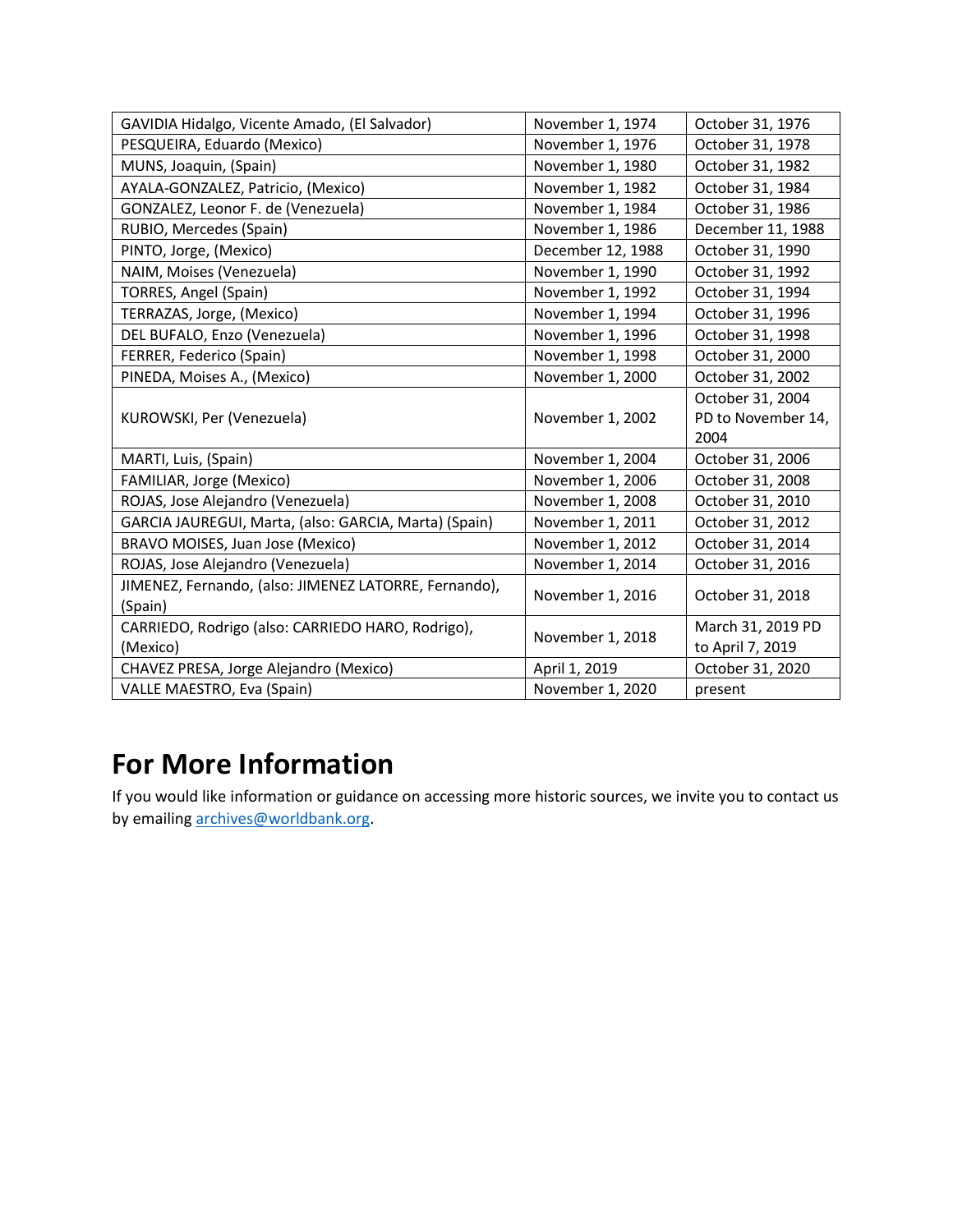| | | |
|---|---|---|
| GAVIDIA Hidalgo, Vicente Amado, (El Salvador) | November 1, 1974 | October 31, 1976 |
| PESQUEIRA, Eduardo (Mexico) | November 1, 1976 | October 31, 1978 |
| MUNS, Joaquin, (Spain) | November 1, 1980 | October 31, 1982 |
| AYALA-GONZALEZ, Patricio, (Mexico) | November 1, 1982 | October 31, 1984 |
| GONZALEZ, Leonor F. de (Venezuela) | November 1, 1984 | October 31, 1986 |
| RUBIO, Mercedes (Spain) | November 1, 1986 | December 11, 1988 |
| PINTO, Jorge, (Mexico) | December 12, 1988 | October 31, 1990 |
| NAIM, Moises (Venezuela) | November 1, 1990 | October 31, 1992 |
| TORRES, Angel (Spain) | November 1, 1992 | October 31, 1994 |
| TERRAZAS, Jorge, (Mexico) | November 1, 1994 | October 31, 1996 |
| DEL BUFALO, Enzo (Venezuela) | November 1, 1996 | October 31, 1998 |
| FERRER, Federico (Spain) | November 1, 1998 | October 31, 2000 |
| PINEDA, Moises A., (Mexico) | November 1, 2000 | October 31, 2002 |
| KUROWSKI, Per (Venezuela) | November 1, 2002 | October 31, 2004 PD to November 14, 2004 |
| MARTI, Luis, (Spain) | November 1, 2004 | October 31, 2006 |
| FAMILIAR, Jorge (Mexico) | November 1, 2006 | October 31, 2008 |
| ROJAS, Jose Alejandro (Venezuela) | November 1, 2008 | October 31, 2010 |
| GARCIA JAUREGUI, Marta, (also: GARCIA, Marta) (Spain) | November 1, 2011 | October 31, 2012 |
| BRAVO MOISES, Juan Jose (Mexico) | November 1, 2012 | October 31, 2014 |
| ROJAS, Jose Alejandro (Venezuela) | November 1, 2014 | October 31, 2016 |
| JIMENEZ, Fernando, (also: JIMENEZ LATORRE, Fernando), (Spain) | November 1, 2016 | October 31, 2018 |
| CARRIEDO, Rodrigo (also: CARRIEDO HARO, Rodrigo), (Mexico) | November 1, 2018 | March 31, 2019 PD to April 7, 2019 |
| CHAVEZ PRESA, Jorge Alejandro (Mexico) | April 1, 2019 | October 31, 2020 |
| VALLE MAESTRO, Eva (Spain) | November 1, 2020 | present |

# For More Information

If you would like information or guidance on accessing more historic sources, we invite you to contact us by emailing archives@worldbank.org.